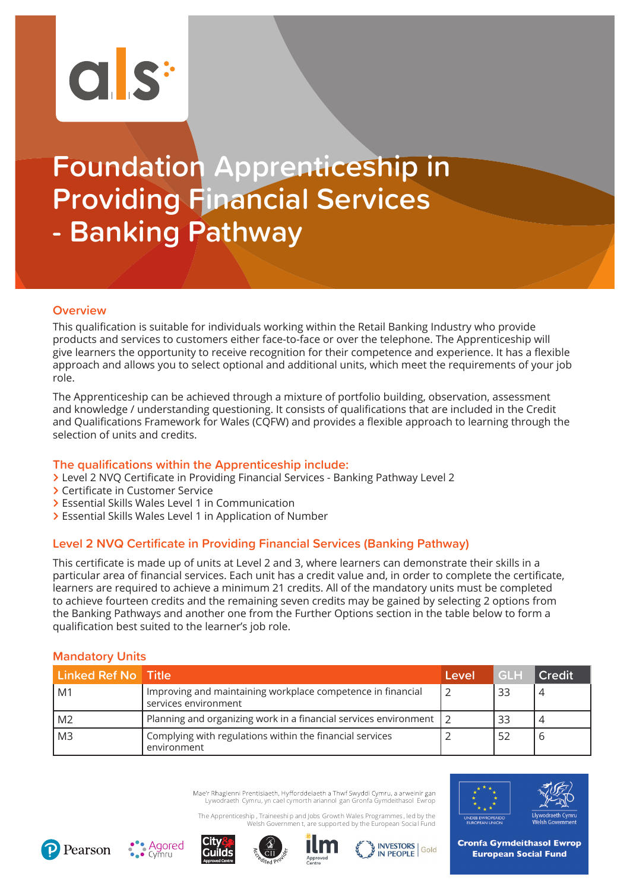# Foundation Apprenticeship in Providing Financial Services - Banking Pathway

## Overview

This qualification is suitable for individuals working within the Retail Banking Industry who provide products and services to customers either face-to-face or over the telephone. The Apprenticeship will give learners the opportunity to receive recognition for their competence and experience. It has a flexible approach and allows you to select optional and additional units, which meet the requirements of your job role.

The Apprenticeship can be achieved through a mixture of portfolio building, observation, assessment and knowledge / understanding questioning. It consists of qualifications that are included in the Credit and Qualifications Framework for Wales (CQFW) and provides a flexible approach to learning through the selection of units and credits.

## The qualifications within the Apprenticeship include:

- Level 2 NVQ Certificate in Providing Financial Services - Banking Pathway Level 2
- Certificate in Customer Service
- Essential Skills Wales Level 1 in Communication
- Essential Skills Wales Level 1 in Application of Number

## Level 2 NVQ Certificate in Providing Financial Services (Banking Pathway)

This certificate is made up of units at Level 2 and 3, where learners can demonstrate their skills in a particular area of financial services. Each unit has a credit value and, in order to complete the certificate, learners are required to achieve a minimum 21 credits. All of the mandatory units must be completed to achieve fourteen credits and the remaining seven credits may be gained by selecting 2 options from the Banking Pathways and another one from the Further Options section in the table below to form a qualification best suited to the learner's job role.

### Mandatory Units

| Linked Ref No | Title | Level | GLH | Credit |
|---|---|---|---|---|
| M1 | Improving and maintaining workplace competence in financial services environment | 2 | 33 | 4 |
| M2 | Planning and organizing work in a financial services environment | 2 | 33 | 4 |
| M3 | Complying with regulations within the financial services environment | 2 | 52 | 6 |

Mae'r Rhaglenni Prentisiaeth, Hyfforddeiaeth a Thwf Swyddi Cymru, a arweinir gan Lywodraeth Cymru, yn cael cymorth ariannol gan Gronfa Gymdeithasol Ewrop

The Apprenticeship, Traineeship and Jobs Growth Wales Programmes, led by the Welsh Government, are supported by the European Social Fund

Cronfa Gymdeithasol Ewrop
European Social Fund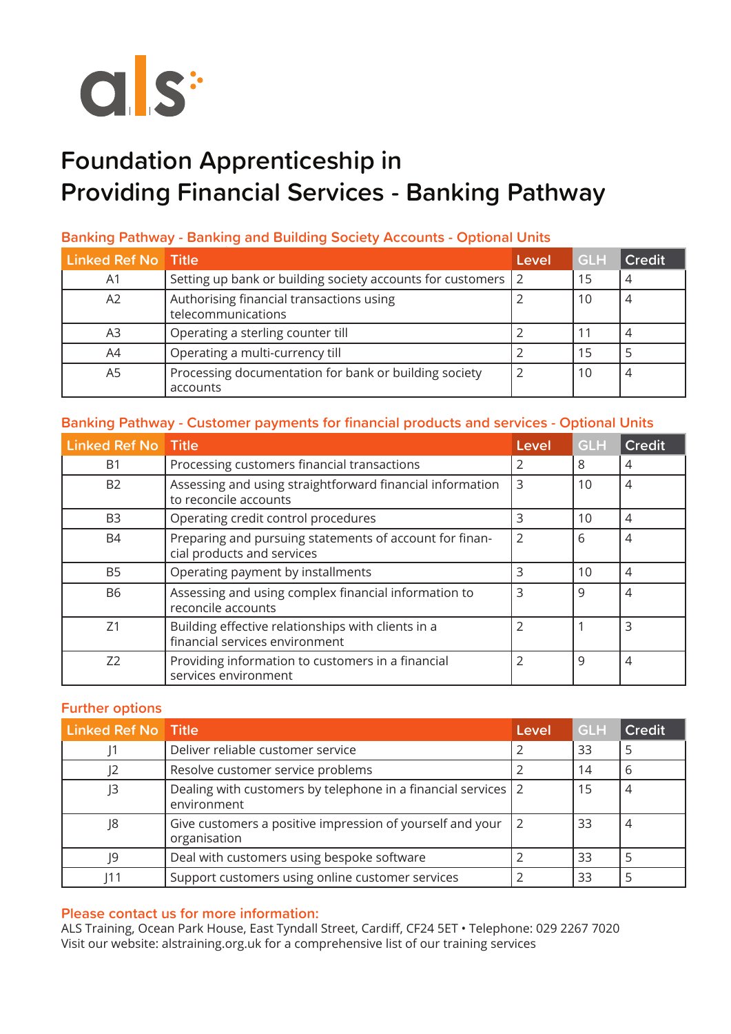# Foundation Apprenticeship in Providing Financial Services - Banking Pathway

## Banking Pathway - Banking and Building Society Accounts - Optional Units

| Linked Ref No | Title | Level | GLH | Credit |
|---|---|---|---|---|
| A1 | Setting up bank or building society accounts for customers | 2 | 15 | 4 |
| A2 | Authorising financial transactions using telecommunications | 2 | 10 | 4 |
| A3 | Operating a sterling counter till | 2 | 11 | 4 |
| A4 | Operating a multi-currency till | 2 | 15 | 5 |
| A5 | Processing documentation for bank or building society accounts | 2 | 10 | 4 |

## Banking Pathway - Customer payments for financial products and services - Optional Units

| Linked Ref No | Title | Level | GLH | Credit |
|---|---|---|---|---|
| B1 | Processing customers financial transactions | 2 | 8 | 4 |
| B2 | Assessing and using straightforward financial information to reconcile accounts | 3 | 10 | 4 |
| B3 | Operating credit control procedures | 3 | 10 | 4 |
| B4 | Preparing and pursuing statements of account for financial products and services | 2 | 6 | 4 |
| B5 | Operating payment by installments | 3 | 10 | 4 |
| B6 | Assessing and using complex financial information to reconcile accounts | 3 | 9 | 4 |
| Z1 | Building effective relationships with clients in a financial services environment | 2 | 1 | 3 |
| Z2 | Providing information to customers in a financial services environment | 2 | 9 | 4 |

## Further options

| Linked Ref No | Title | Level | GLH | Credit |
|---|---|---|---|---|
| J1 | Deliver reliable customer service | 2 | 33 | 5 |
| J2 | Resolve customer service problems | 2 | 14 | 6 |
| J3 | Dealing with customers by telephone in a financial services environment | 2 | 15 | 4 |
| J8 | Give customers a positive impression of yourself and your organisation | 2 | 33 | 4 |
| J9 | Deal with customers using bespoke software | 2 | 33 | 5 |
| J11 | Support customers using online customer services | 2 | 33 | 5 |

**Please contact us for more information:**

ALS Training, Ocean Park House, East Tyndall Street, Cardiff, CF24 5ET • Telephone: 029 2267 7020
Visit our website: alstraining.org.uk for a comprehensive list of our training services